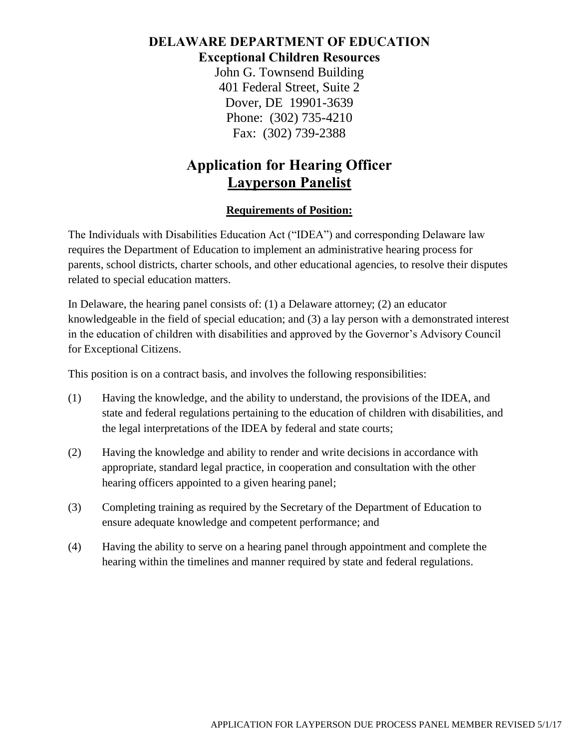# DELAWARE DEPARTMENT OF EDUCATION

**Exceptional Children Resources**

John G. Townsend Building
401 Federal Street, Suite 2
Dover, DE 19901-3639
Phone: (302) 735-4210
Fax: (302) 739-2388

# Application for Hearing Officer
# Layperson Panelist

## Requirements of Position:

The Individuals with Disabilities Education Act ("IDEA") and corresponding Delaware law requires the Department of Education to implement an administrative hearing process for parents, school districts, charter schools, and other educational agencies, to resolve their disputes related to special education matters.

In Delaware, the hearing panel consists of: (1) a Delaware attorney; (2) an educator knowledgeable in the field of special education; and (3) a lay person with a demonstrated interest in the education of children with disabilities and approved by the Governor's Advisory Council for Exceptional Citizens.

This position is on a contract basis, and involves the following responsibilities:

(1) Having the knowledge, and the ability to understand, the provisions of the IDEA, and state and federal regulations pertaining to the education of children with disabilities, and the legal interpretations of the IDEA by federal and state courts;

(2) Having the knowledge and ability to render and write decisions in accordance with appropriate, standard legal practice, in cooperation and consultation with the other hearing officers appointed to a given hearing panel;

(3) Completing training as required by the Secretary of the Department of Education to ensure adequate knowledge and competent performance; and

(4) Having the ability to serve on a hearing panel through appointment and complete the hearing within the timelines and manner required by state and federal regulations.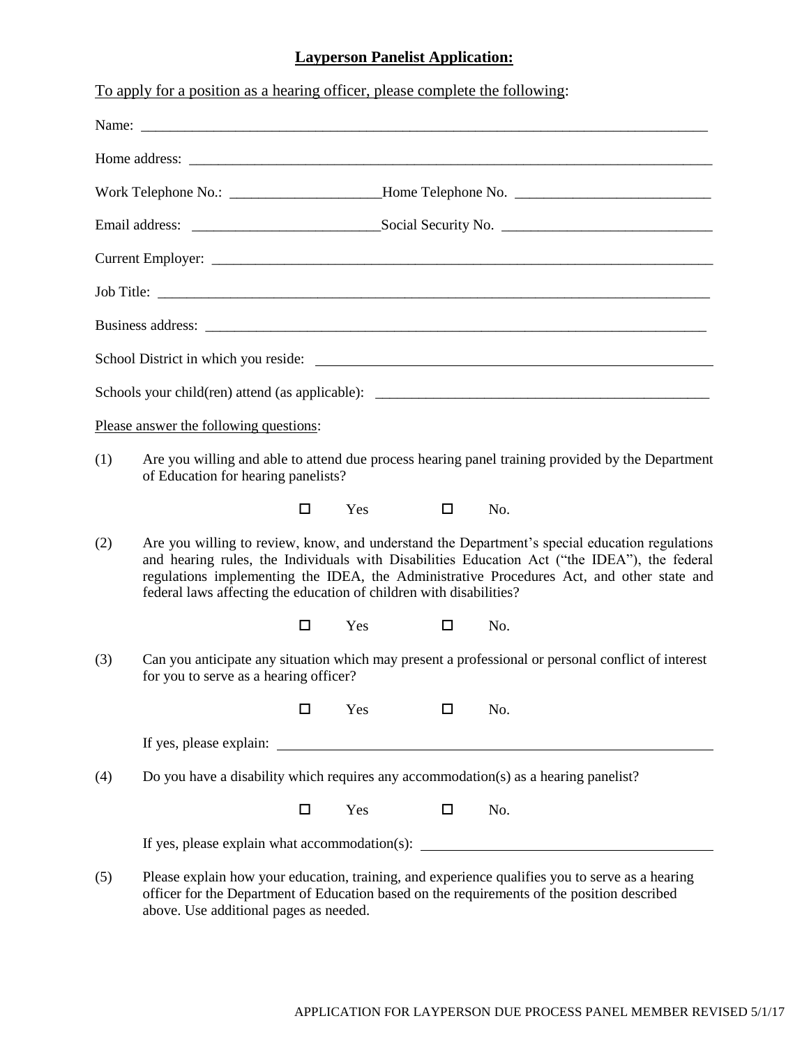# **Layperson Panelist Application:**

To apply for a position as a hearing officer, please complete the following:

Name: ___________________________________________________________________________

Home address: ______________________________________________________________________

Work Telephone No.: ____________________Home Telephone No. __________________________

Email address: ________________________Social Security No. ___________________________

Current Employer: ____________________________________________________________________

Job Title: ___________________________________________________________________________

Business address: ____________________________________________________________________

School District in which you reside: ______________________________________________________

Schools your child(ren) attend (as applicable): ______________________________________________

Please answer the following questions:

(1) Are you willing and able to attend due process hearing panel training provided by the Department of Education for hearing panelists?

☐ Yes ☐ No.

(2) Are you willing to review, know, and understand the Department's special education regulations and hearing rules, the Individuals with Disabilities Education Act ("the IDEA"), the federal regulations implementing the IDEA, the Administrative Procedures Act, and other state and federal laws affecting the education of children with disabilities?

☐ Yes ☐ No.

(3) Can you anticipate any situation which may present a professional or personal conflict of interest for you to serve as a hearing officer?

☐ Yes ☐ No.

If yes, please explain: ______________________________________________________________

(4) Do you have a disability which requires any accommodation(s) as a hearing panelist?

☐ Yes ☐ No.

If yes, please explain what accommodation(s): ____________________________________________

(5) Please explain how your education, training, and experience qualifies you to serve as a hearing officer for the Department of Education based on the requirements of the position described above. Use additional pages as needed.

APPLICATION FOR LAYPERSON DUE PROCESS PANEL MEMBER REVISED 5/1/17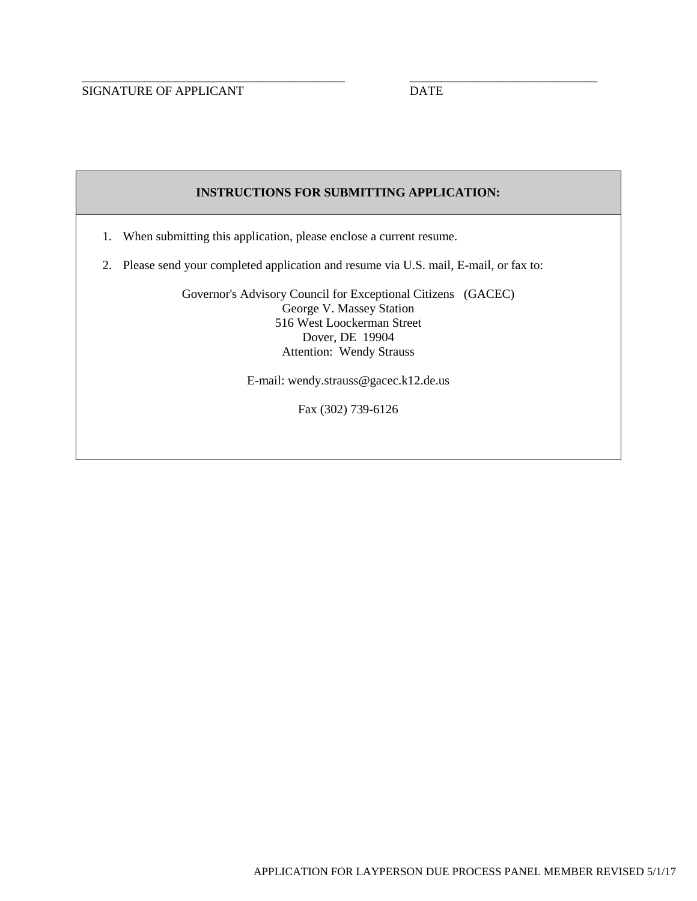\_\_\_\_\_\_\_\_\_\_\_\_\_\_\_\_\_\_\_\_\_\_\_\_\_\_\_\_\_\_\_\_\_\_\_\_\_\_\_\_\_\_\_\_ \_\_\_\_\_\_\_\_\_\_\_\_\_\_\_\_\_\_\_\_\_\_\_\_\_\_\_\_\_\_\_\_

SIGNATURE OF APPLICANT DATE

| INSTRUCTIONS FOR SUBMITTING APPLICATION: |
|---|
| 1. When submitting this application, please enclose a current resume.<br><br>2. Please send your completed application and resume via U.S. mail, E-mail, or fax to:<br><br>Governor's Advisory Council for Exceptional Citizens (GACEC)<br>George V. Massey Station<br>516 West Loockerman Street<br>Dover, DE 19904<br>Attention: Wendy Strauss<br><br>E-mail: wendy.strauss@gacec.k12.de.us<br><br>Fax (302) 739-6126 |

APPLICATION FOR LAYPERSON DUE PROCESS PANEL MEMBER REVISED 5/1/17